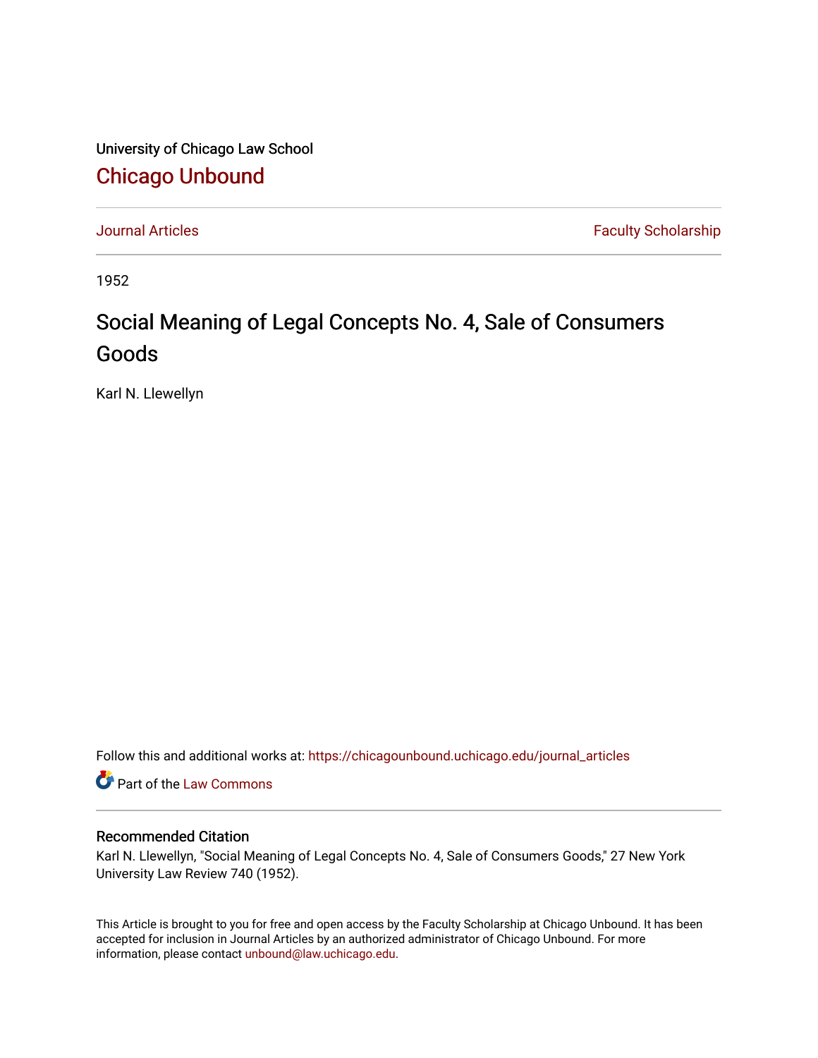University of Chicago Law School

# Chicago Unbound

Journal Articles | Faculty Scholarship

1952

## Social Meaning of Legal Concepts No. 4, Sale of Consumers Goods

Karl N. Llewellyn

Follow this and additional works at: https://chicagounbound.uchicago.edu/journal_articles

Part of the Law Commons

### Recommended Citation

Karl N. Llewellyn, "Social Meaning of Legal Concepts No. 4, Sale of Consumers Goods," 27 New York University Law Review 740 (1952).

This Article is brought to you for free and open access by the Faculty Scholarship at Chicago Unbound. It has been accepted for inclusion in Journal Articles by an authorized administrator of Chicago Unbound. For more information, please contact unbound@law.uchicago.edu.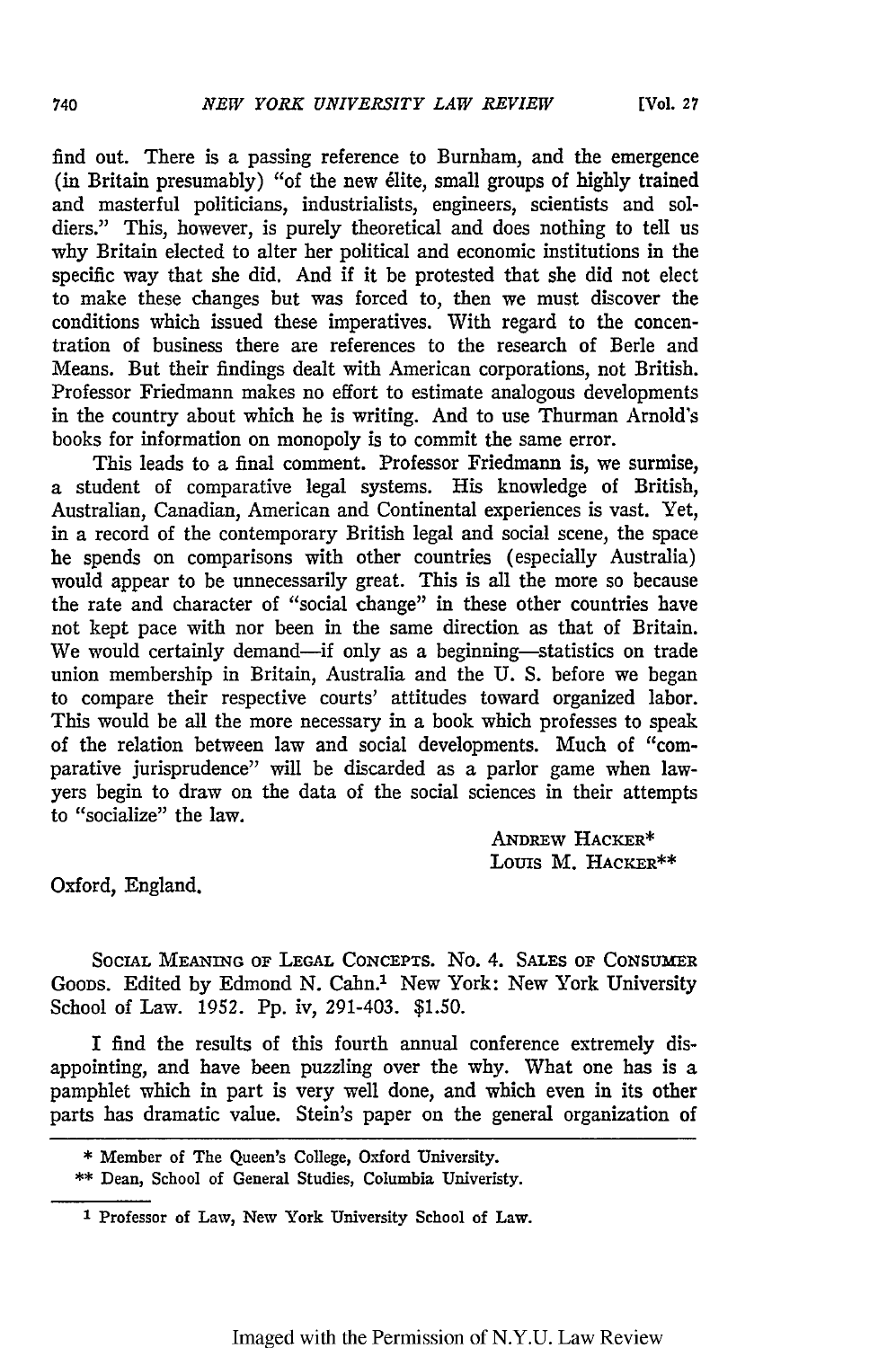find out. There is a passing reference to Burnham, and the emergence (in Britain presumably) "of the new élite, small groups of highly trained and masterful politicians, industrialists, engineers, scientists and soldiers." This, however, is purely theoretical and does nothing to tell us why Britain elected to alter her political and economic institutions in the specific way that she did. And if it be protested that she did not elect to make these changes but was forced to, then we must discover the conditions which issued these imperatives. With regard to the concentration of business there are references to the research of Berle and Means. But their findings dealt with American corporations, not British. Professor Friedmann makes no effort to estimate analogous developments in the country about which he is writing. And to use Thurman Arnold's books for information on monopoly is to commit the same error.

This leads to a final comment. Professor Friedmann is, we surmise, a student of comparative legal systems. His knowledge of British, Australian, Canadian, American and Continental experiences is vast. Yet, in a record of the contemporary British legal and social scene, the space he spends on comparisons with other countries (especially Australia) would appear to be unnecessarily great. This is all the more so because the rate and character of "social change" in these other countries have not kept pace with nor been in the same direction as that of Britain. We would certainly demand—if only as a beginning—statistics on trade union membership in Britain, Australia and the U. S. before we began to compare their respective courts' attitudes toward organized labor. This would be all the more necessary in a book which professes to speak of the relation between law and social developments. Much of "comparative jurisprudence" will be discarded as a parlor game when lawyers begin to draw on the data of the social sciences in their attempts to "socialize" the law.

ANDREW HACKER*
LOUIS M. HACKER**

Oxford, England.

SOCIAL MEANING OF LEGAL CONCEPTS. No. 4. SALES OF CONSUMER GOODS. Edited by Edmond N. Cahn.[1] New York: New York University School of Law. 1952. Pp. iv, 291-403. $1.50.

I find the results of this fourth annual conference extremely disappointing, and have been puzzling over the why. What one has is a pamphlet which in part is very well done, and which even in its other parts has dramatic value. Stein's paper on the general organization of

\* Member of The Queen's College, Oxford University.

\*\* Dean, School of General Studies, Columbia Univeristy.

[1] Professor of Law, New York University School of Law.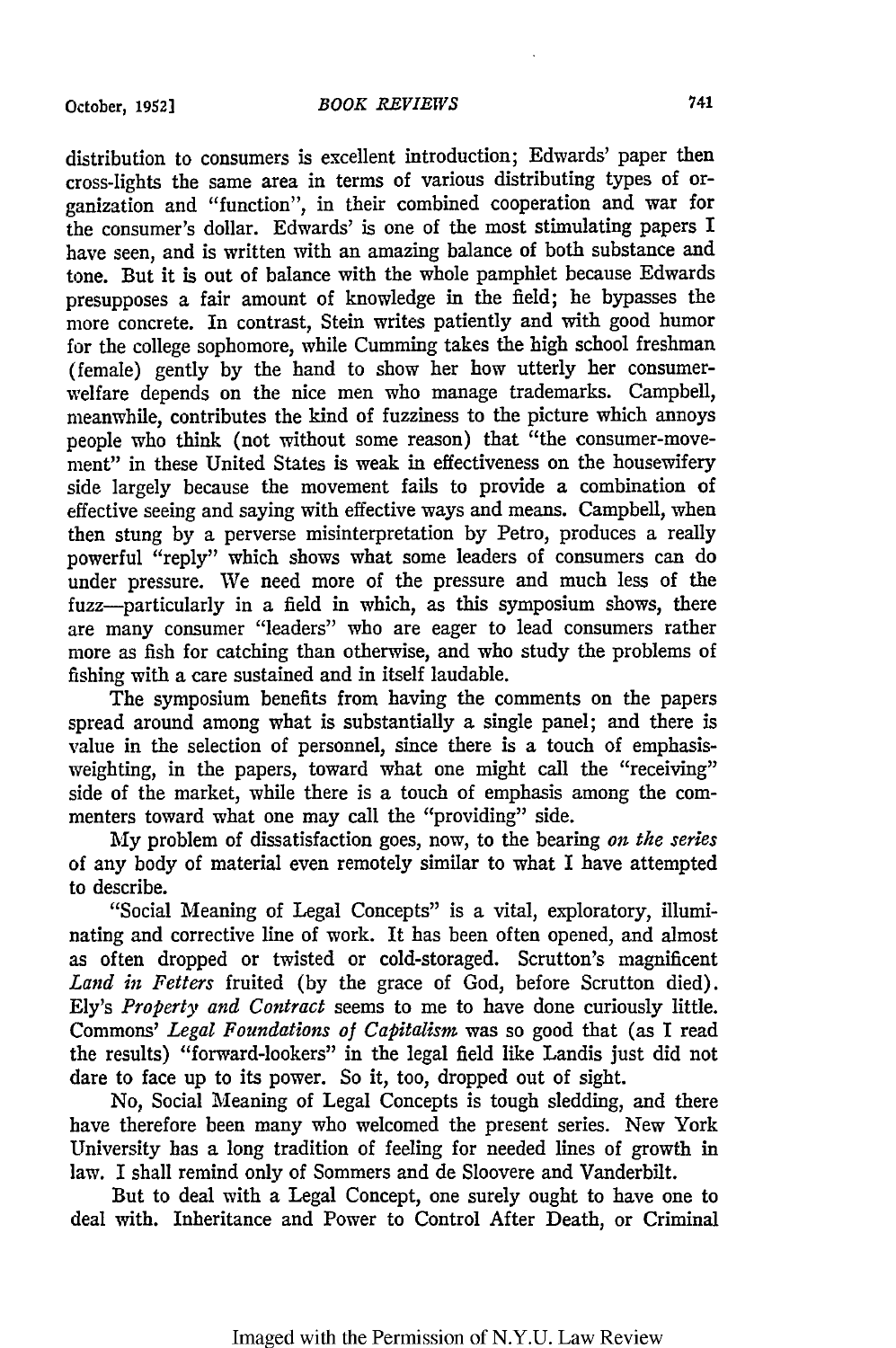distribution to consumers is excellent introduction; Edwards' paper then cross-lights the same area in terms of various distributing types of organization and "function", in their combined cooperation and war for the consumer's dollar. Edwards' is one of the most stimulating papers I have seen, and is written with an amazing balance of both substance and tone. But it is out of balance with the whole pamphlet because Edwards presupposes a fair amount of knowledge in the field; he bypasses the more concrete. In contrast, Stein writes patiently and with good humor for the college sophomore, while Cumming takes the high school freshman (female) gently by the hand to show her how utterly her consumer-welfare depends on the nice men who manage trademarks. Campbell, meanwhile, contributes the kind of fuzziness to the picture which annoys people who think (not without some reason) that "the consumer-movement" in these United States is weak in effectiveness on the housewifery side largely because the movement fails to provide a combination of effective seeing and saying with effective ways and means. Campbell, when then stung by a perverse misinterpretation by Petro, produces a really powerful "reply" which shows what some leaders of consumers can do under pressure. We need more of the pressure and much less of the fuzz—particularly in a field in which, as this symposium shows, there are many consumer "leaders" who are eager to lead consumers rather more as fish for catching than otherwise, and who study the problems of fishing with a care sustained and in itself laudable.

The symposium benefits from having the comments on the papers spread around among what is substantially a single panel; and there is value in the selection of personnel, since there is a touch of emphasis-weighting, in the papers, toward what one might call the "receiving" side of the market, while there is a touch of emphasis among the commenters toward what one may call the "providing" side.

My problem of dissatisfaction goes, now, to the bearing *on the series* of any body of material even remotely similar to what I have attempted to describe.

"Social Meaning of Legal Concepts" is a vital, exploratory, illuminating and corrective line of work. It has been often opened, and almost as often dropped or twisted or cold-storaged. Scrutton's magnificent *Land in Fetters* fruited (by the grace of God, before Scrutton died). Ely's *Property and Contract* seems to me to have done curiously little. Commons' *Legal Foundations of Capitalism* was so good that (as I read the results) "forward-lookers" in the legal field like Landis just did not dare to face up to its power. So it, too, dropped out of sight.

No, Social Meaning of Legal Concepts is tough sledding, and there have therefore been many who welcomed the present series. New York University has a long tradition of feeling for needed lines of growth in law. I shall remind only of Sommers and de Sloovere and Vanderbilt.

But to deal with a Legal Concept, one surely ought to have one to deal with. Inheritance and Power to Control After Death, or Criminal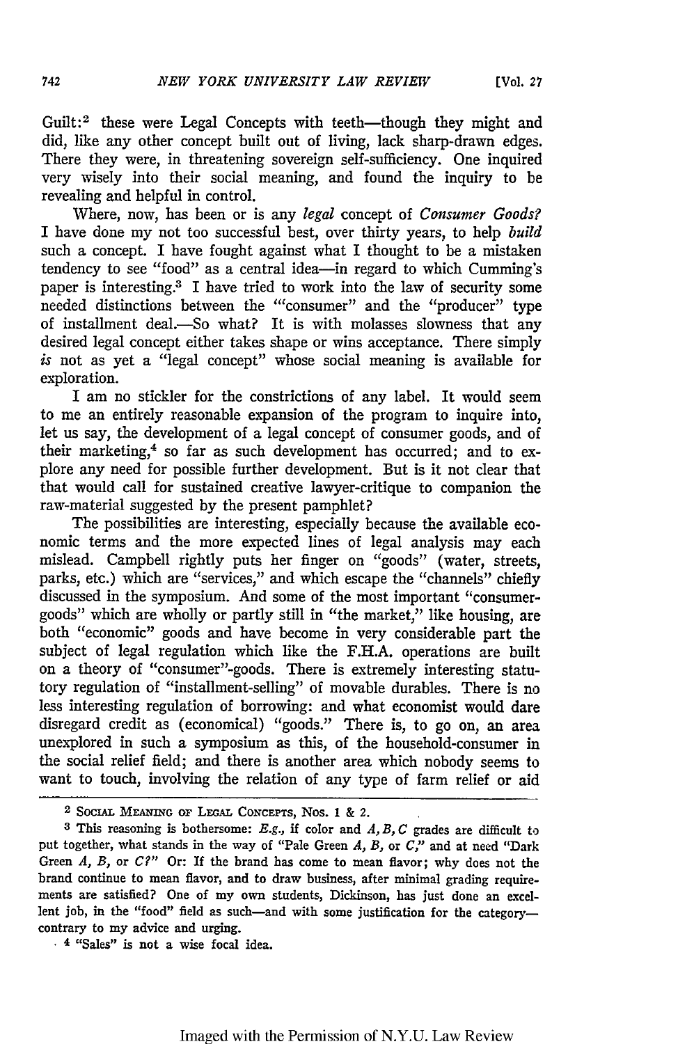Guilt:[2] these were Legal Concepts with teeth—though they might and did, like any other concept built out of living, lack sharp-drawn edges. There they were, in threatening sovereign self-sufficiency. One inquired very wisely into their social meaning, and found the inquiry to be revealing and helpful in control.

Where, now, has been or is any *legal* concept of *Consumer Goods?* I have done my not too successful best, over thirty years, to help *build* such a concept. I have fought against what I thought to be a mistaken tendency to see "food" as a central idea—in regard to which Cumming's paper is interesting.[3] I have tried to work into the law of security some needed distinctions between the "consumer" and the "producer" type of installment deal.—So what? It is with molasses slowness that any desired legal concept either takes shape or wins acceptance. There simply *is* not as yet a "legal concept" whose social meaning is available for exploration.

I am no stickler for the constrictions of any label. It would seem to me an entirely reasonable expansion of the program to inquire into, let us say, the development of a legal concept of consumer goods, and of their marketing,[4] so far as such development has occurred; and to explore any need for possible further development. But is it not clear that that would call for sustained creative lawyer-critique to companion the raw-material suggested by the present pamphlet?

The possibilities are interesting, especially because the available economic terms and the more expected lines of legal analysis may each mislead. Campbell rightly puts her finger on "goods" (water, streets, parks, etc.) which are "services," and which escape the "channels" chiefly discussed in the symposium. And some of the most important "consumer-goods" which are wholly or partly still in "the market," like housing, are both "economic" goods and have become in very considerable part the subject of legal regulation which like the F.H.A. operations are built on a theory of "consumer"-goods. There is extremely interesting statutory regulation of "installment-selling" of movable durables. There is no less interesting regulation of borrowing: and what economist would dare disregard credit as (economical) "goods." There is, to go on, an area unexplored in such a symposium as this, of the household-consumer in the social relief field; and there is another area which nobody seems to want to touch, involving the relation of any type of farm relief or aid

---

[2] SOCIAL MEANING OF LEGAL CONCEPTS, Nos. 1 & 2.

[3] This reasoning is bothersome: *E.g.*, if color and *A, B, C* grades are difficult to put together, what stands in the way of "Pale Green *A, B,* or *C*;" and at need "Dark Green *A, B,* or *C*?" Or: If the brand has come to mean flavor; why does not the brand continue to mean flavor, and to draw business, after minimal grading requirements are satisfied? One of my own students, Dickinson, has just done an excellent job, in the "food" field as such—and with some justification for the category—contrary to my advice and urging.

[4] "Sales" is not a wise focal idea.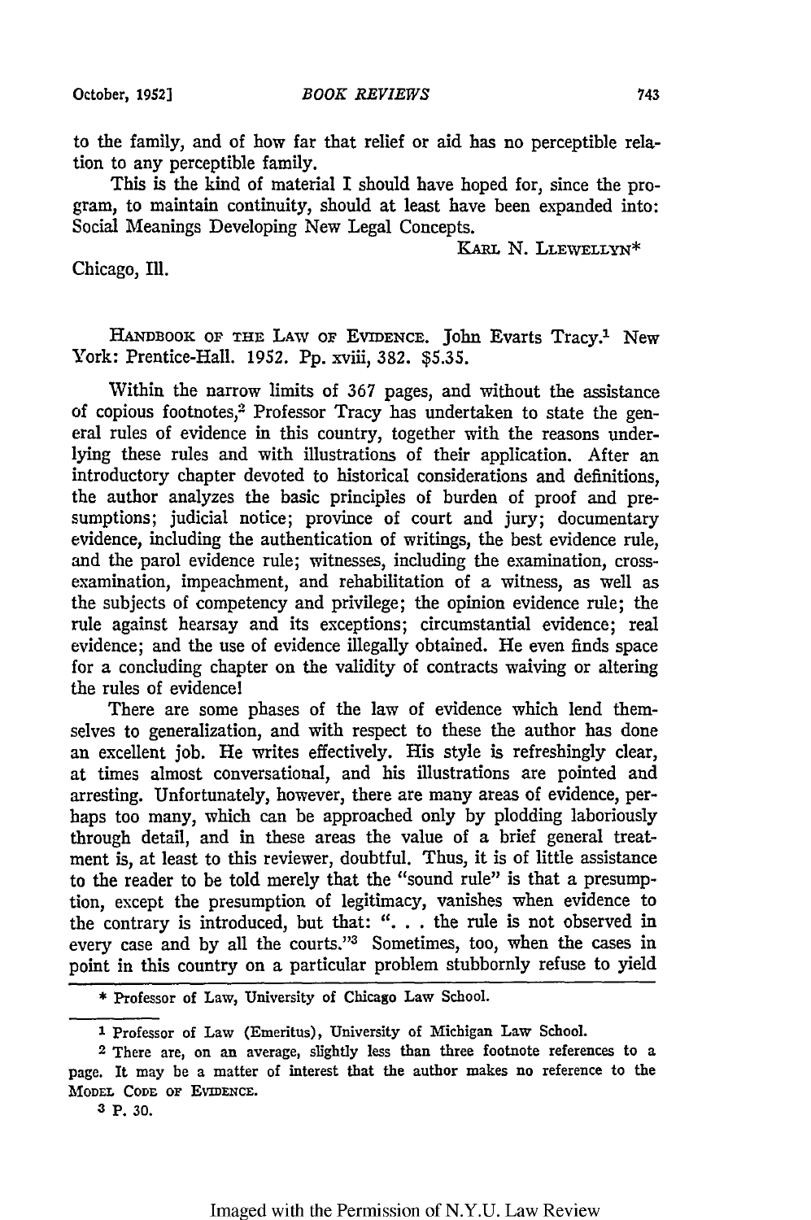to the family, and of how far that relief or aid has no perceptible relation to any perceptible family.

This is the kind of material I should have hoped for, since the program, to maintain continuity, should at least have been expanded into: Social Meanings Developing New Legal Concepts.

KARL N. LLEWELLYN*

Chicago, Ill.

HANDBOOK OF THE LAW OF EVIDENCE. John Evarts Tracy.[1] New York: Prentice-Hall. 1952. Pp. xviii, 382. $5.35.

Within the narrow limits of 367 pages, and without the assistance of copious footnotes,[2] Professor Tracy has undertaken to state the general rules of evidence in this country, together with the reasons underlying these rules and with illustrations of their application. After an introductory chapter devoted to historical considerations and definitions, the author analyzes the basic principles of burden of proof and presumptions; judicial notice; province of court and jury; documentary evidence, including the authentication of writings, the best evidence rule, and the parol evidence rule; witnesses, including the examination, cross-examination, impeachment, and rehabilitation of a witness, as well as the subjects of competency and privilege; the opinion evidence rule; the rule against hearsay and its exceptions; circumstantial evidence; real evidence; and the use of evidence illegally obtained. He even finds space for a concluding chapter on the validity of contracts waiving or altering the rules of evidence!

There are some phases of the law of evidence which lend themselves to generalization, and with respect to these the author has done an excellent job. He writes effectively. His style is refreshingly clear, at times almost conversational, and his illustrations are pointed and arresting. Unfortunately, however, there are many areas of evidence, perhaps too many, which can be approached only by plodding laboriously through detail, and in these areas the value of a brief general treatment is, at least to this reviewer, doubtful. Thus, it is of little assistance to the reader to be told merely that the "sound rule" is that a presumption, except the presumption of legitimacy, vanishes when evidence to the contrary is introduced, but that: ". . . the rule is not observed in every case and by all the courts."[3] Sometimes, too, when the cases in point in this country on a particular problem stubbornly refuse to yield

---

\* Professor of Law, University of Chicago Law School.

[1] Professor of Law (Emeritus), University of Michigan Law School.

[2] There are, on an average, slightly less than three footnote references to a page. It may be a matter of interest that the author makes no reference to the MODEL CODE OF EVIDENCE.

[3] P. 30.